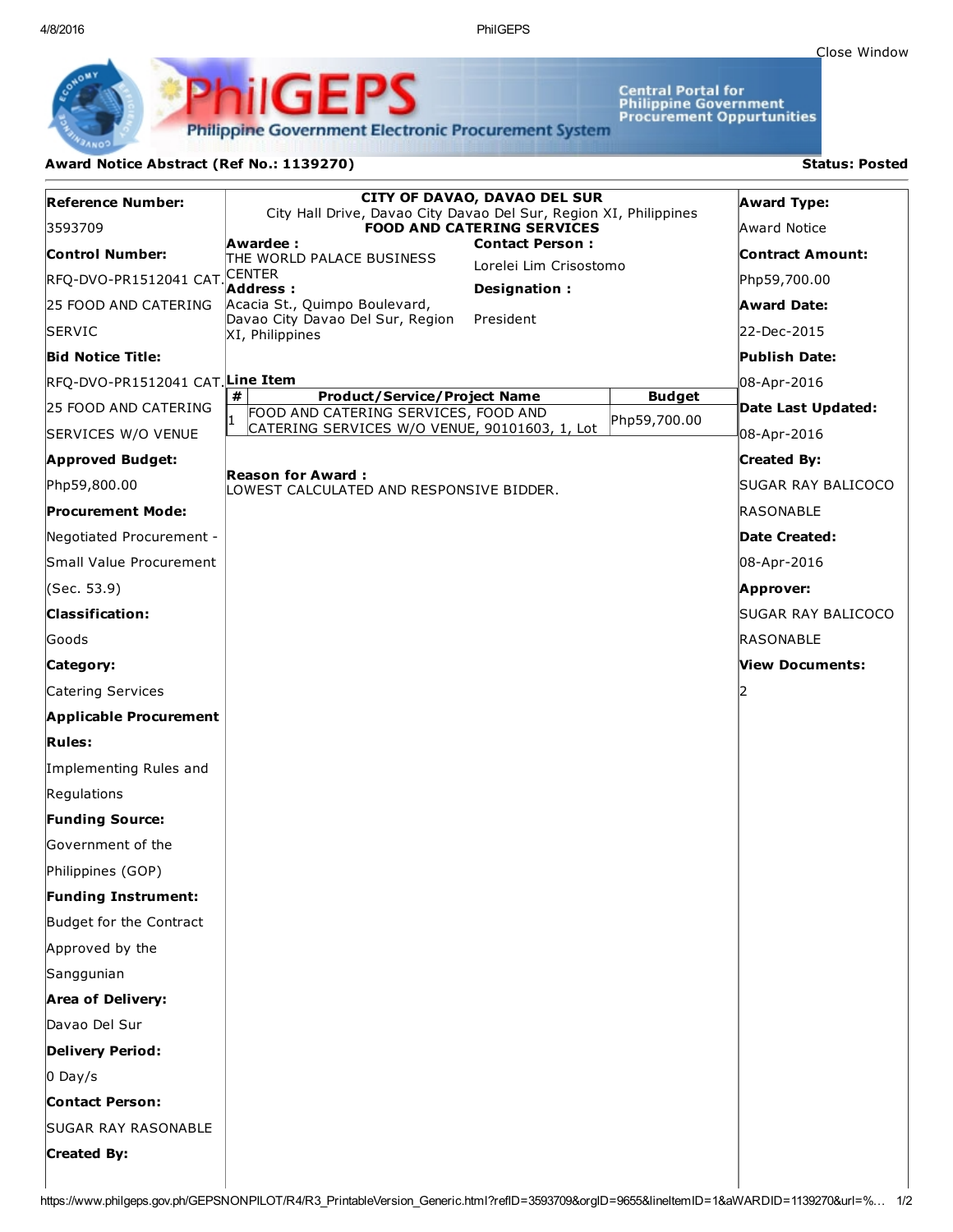Close Window

PhilGEPS

Philippine Government Electronic Procurement System

Central Portal for Philippine Government Procurement Oppurtunities

**Award Notice Abstract (Ref No.: 1139270)** **Status: Posted**

**Reference Number:**
3593709

**Control Number:**
RFQ-DVO-PR1512041 CAT. 25 FOOD AND CATERING SERVIC

**Bid Notice Title:**
RFQ-DVO-PR1512041 CAT. 25 FOOD AND CATERING SERVICES W/O VENUE

**Approved Budget:**
Php59,800.00

**Procurement Mode:**
Negotiated Procurement - Small Value Procurement (Sec. 53.9)

**Classification:**
Goods

**Category:**
Catering Services

**Applicable Procurement Rules:**
Implementing Rules and Regulations

**Funding Source:**
Government of the Philippines (GOP)

**Funding Instrument:**
Budget for the Contract Approved by the Sanggunian

**Area of Delivery:**
Davao Del Sur

**Delivery Period:**
0 Day/s

**Contact Person:**
SUGAR RAY RASONABLE

**Created By:**

---

**CITY OF DAVAO, DAVAO DEL SUR**
City Hall Drive, Davao City Davao Del Sur, Region XI, Philippines
**FOOD AND CATERING SERVICES**

**Awardee :**
THE WORLD PALACE BUSINESS CENTER

**Address :**
Acacia St., Quimpo Boulevard, Davao City Davao Del Sur, Region XI, Philippines

**Contact Person :**
Lorelei Lim Crisostomo

**Designation :**
President

**Line Item**

| # | Product/Service/Project Name | Budget |
|---|---|---|
| 1 | FOOD AND CATERING SERVICES, FOOD AND CATERING SERVICES W/O VENUE, 90101603, 1, Lot | Php59,700.00 |

**Reason for Award :**
LOWEST CALCULATED AND RESPONSIVE BIDDER.

---

**Award Type:**
Award Notice

**Contract Amount:**
Php59,700.00

**Award Date:**
22-Dec-2015

**Publish Date:**
08-Apr-2016

**Date Last Updated:**
08-Apr-2016

**Created By:**
SUGAR RAY BALICOCO RASONABLE

**Date Created:**
08-Apr-2016

**Approver:**
SUGAR RAY BALICOCO RASONABLE

**View Documents:**
2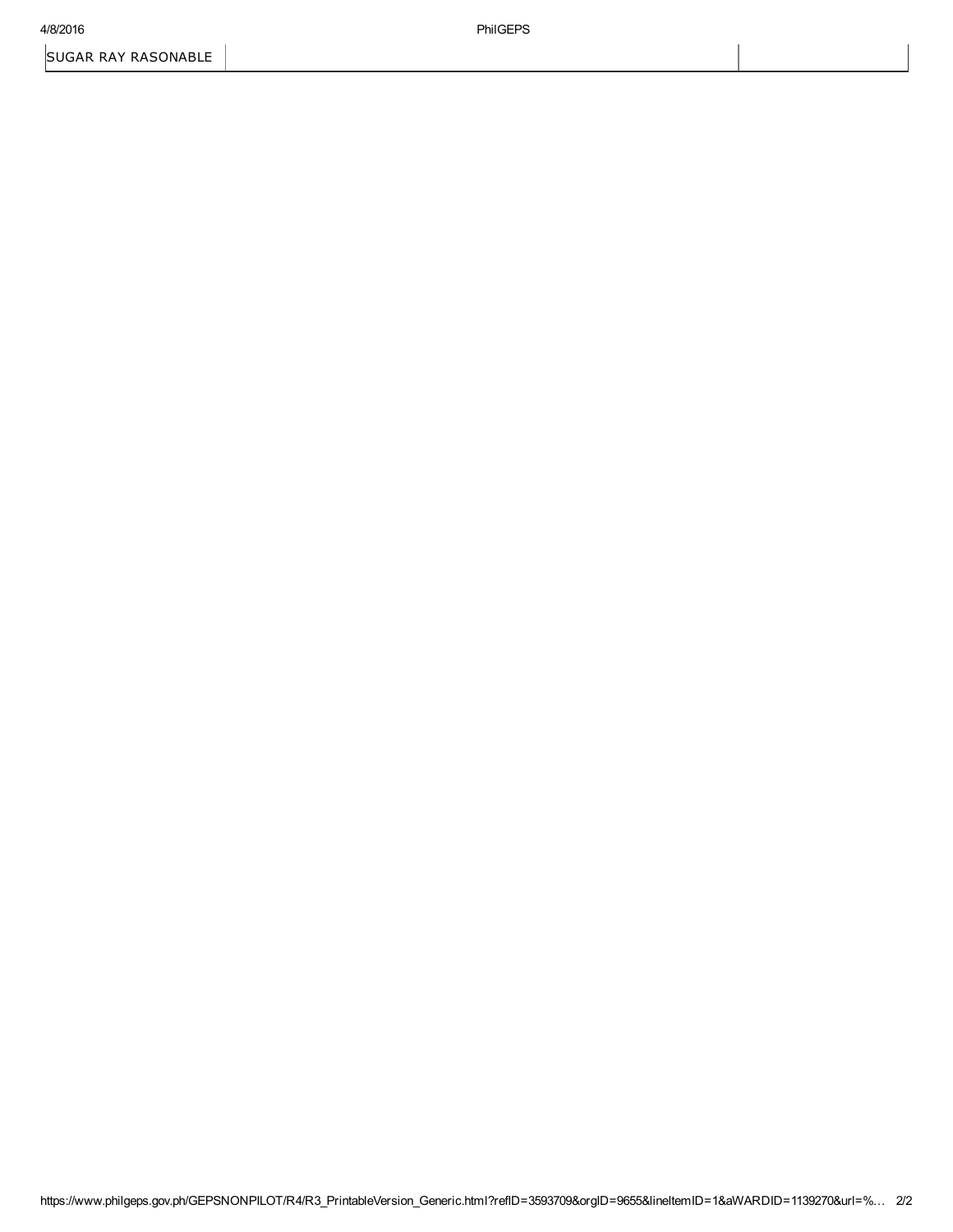| | | |
|---|---|---|
| SUGAR RAY RASONABLE | | |